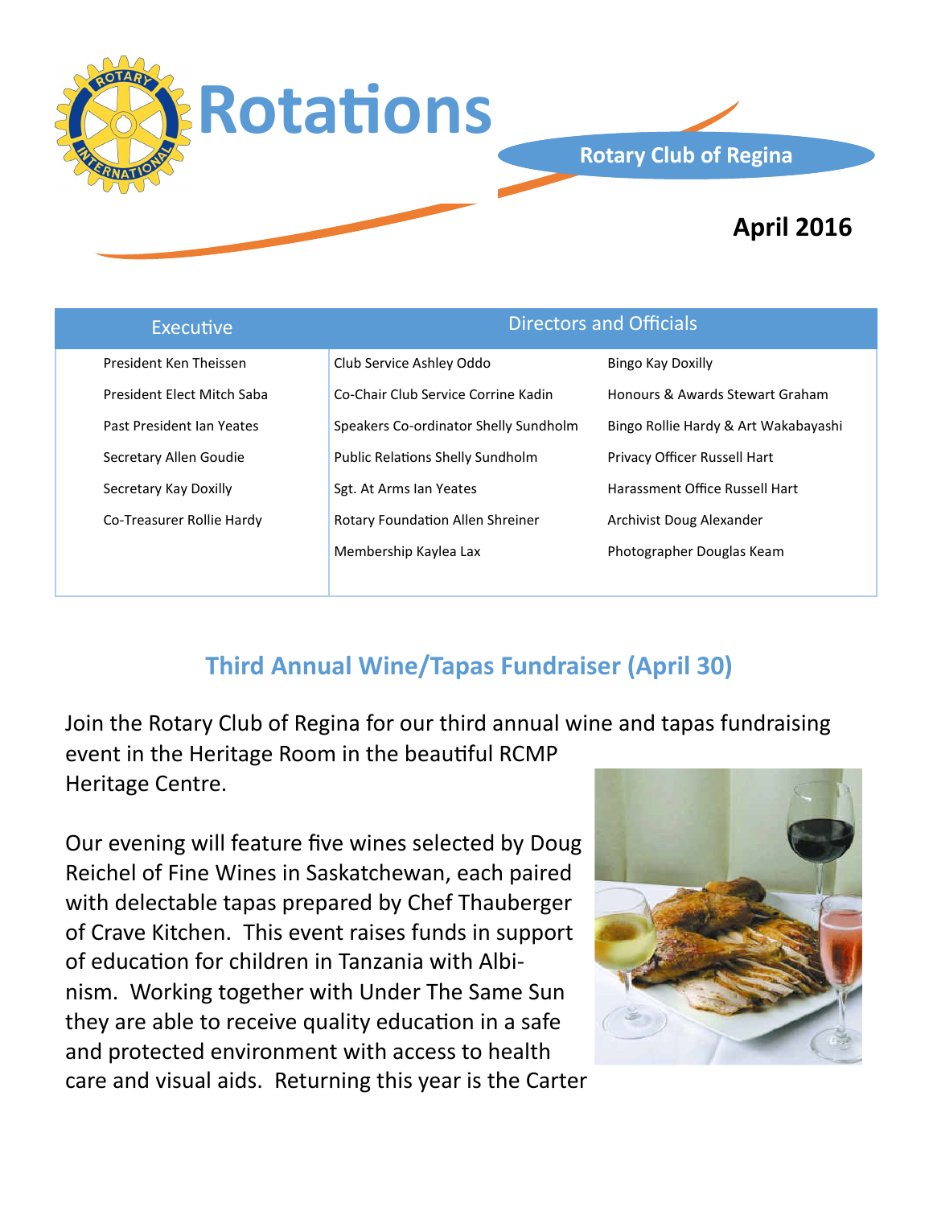# Rotations

**Rotary Club of Regina**

**April 2016**

| Executive | Directors and Officials | |
|---|---|---|
| President Ken Theissen | Club Service Ashley Oddo | Bingo Kay Doxilly |
| President Elect Mitch Saba | Co-Chair Club Service Corrine Kadin | Honours & Awards Stewart Graham |
| Past President Ian Yeates | Speakers Co-ordinator Shelly Sundholm | Bingo Rollie Hardy & Art Wakabayashi |
| Secretary Allen Goudie | Public Relations Shelly Sundholm | Privacy Officer Russell Hart |
| Secretary Kay Doxilly | Sgt. At Arms Ian Yeates | Harassment Office Russell Hart |
| Co-Treasurer Rollie Hardy | Rotary Foundation Allen Shreiner | Archivist Doug Alexander |
| | Membership Kaylea Lax | Photographer Douglas Keam |

## Third Annual Wine/Tapas Fundraiser (April 30)

Join the Rotary Club of Regina for our third annual wine and tapas fundraising event in the Heritage Room in the beautiful RCMP Heritage Centre.

Our evening will feature five wines selected by Doug Reichel of Fine Wines in Saskatchewan, each paired with delectable tapas prepared by Chef Thauberger of Crave Kitchen. This event raises funds in support of education for children in Tanzania with Albinism. Working together with Under The Same Sun they are able to receive quality education in a safe and protected environment with access to health care and visual aids. Returning this year is the Carter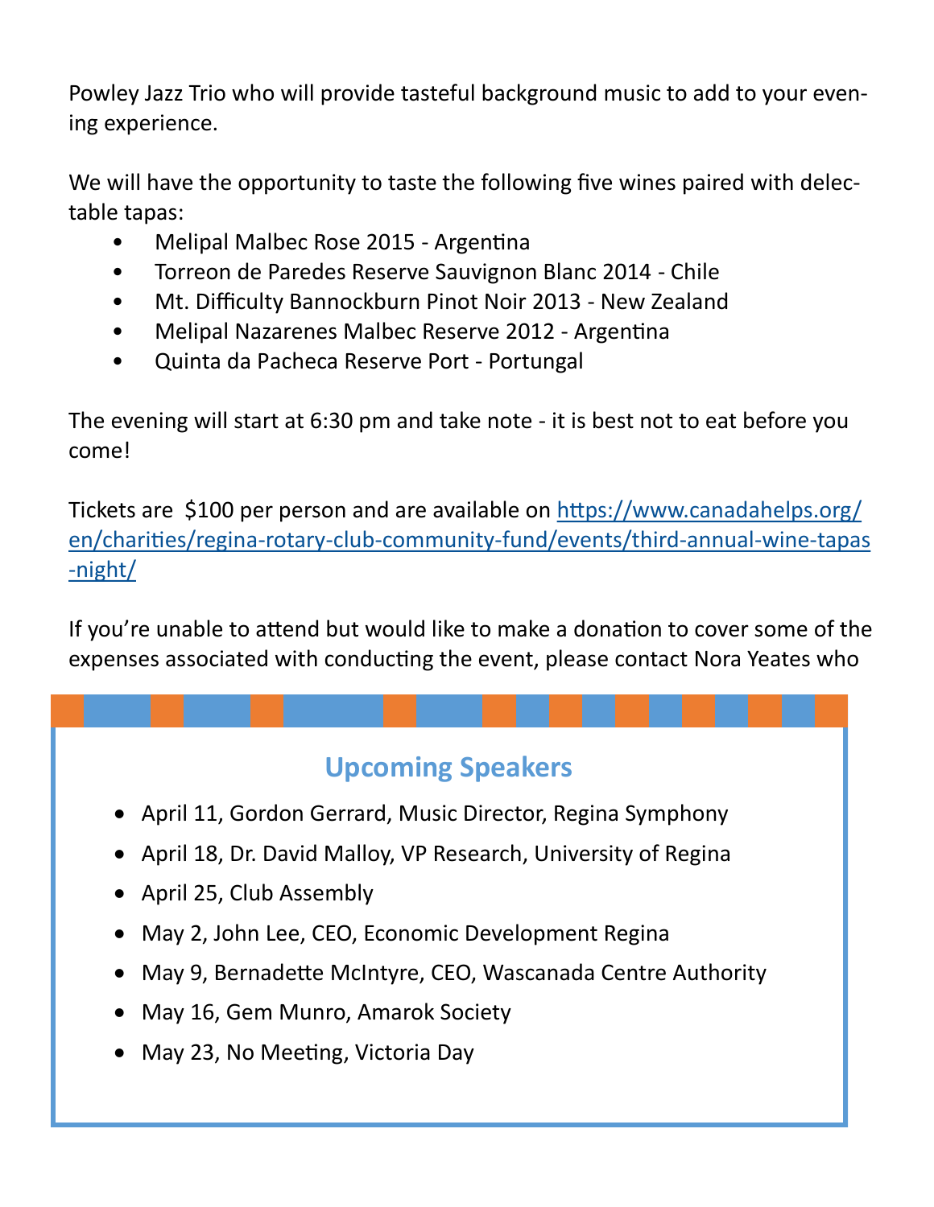Powley Jazz Trio who will provide tasteful background music to add to your evening experience.

We will have the opportunity to taste the following five wines paired with delectable tapas:

- Melipal Malbec Rose 2015 - Argentina
- Torreon de Paredes Reserve Sauvignon Blanc 2014 - Chile
- Mt. Difficulty Bannockburn Pinot Noir 2013 - New Zealand
- Melipal Nazarenes Malbec Reserve 2012 - Argentina
- Quinta da Pacheca Reserve Port - Portungal

The evening will start at 6:30 pm and take note - it is best not to eat before you come!

Tickets are $100 per person and are available on https://www.canadahelps.org/en/charities/regina-rotary-club-community-fund/events/third-annual-wine-tapas-night/

If you're unable to attend but would like to make a donation to cover some of the expenses associated with conducting the event, please contact Nora Yeates who

## Upcoming Speakers

- April 11, Gordon Gerrard, Music Director, Regina Symphony
- April 18, Dr. David Malloy, VP Research, University of Regina
- April 25, Club Assembly
- May 2, John Lee, CEO, Economic Development Regina
- May 9, Bernadette McIntyre, CEO, Wascanada Centre Authority
- May 16, Gem Munro, Amarok Society
- May 23, No Meeting, Victoria Day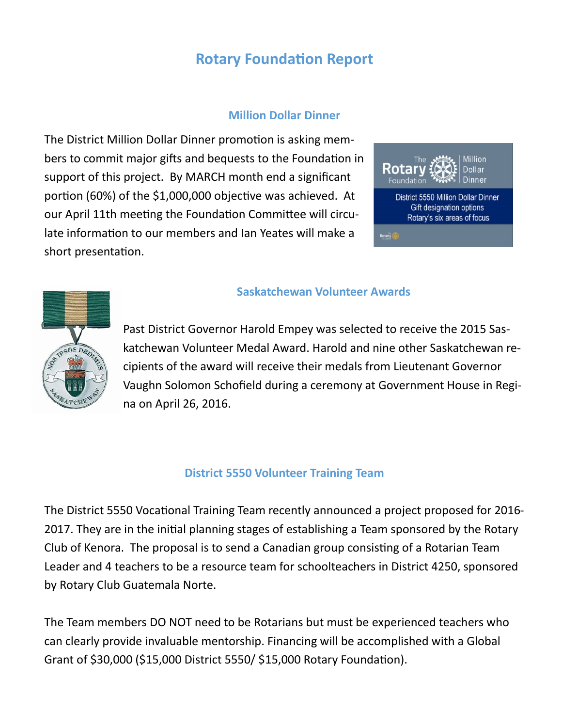# Rotary Foundation Report

## Million Dollar Dinner

The District Million Dollar Dinner promotion is asking members to commit major gifts and bequests to the Foundation in support of this project. By MARCH month end a significant portion (60%) of the $1,000,000 objective was achieved. At our April 11th meeting the Foundation Committee will circulate information to our members and Ian Yeates will make a short presentation.

## Saskatchewan Volunteer Awards

Past District Governor Harold Empey was selected to receive the 2015 Saskatchewan Volunteer Medal Award. Harold and nine other Saskatchewan recipients of the award will receive their medals from Lieutenant Governor Vaughn Solomon Schofield during a ceremony at Government House in Regina on April 26, 2016.

## District 5550 Volunteer Training Team

The District 5550 Vocational Training Team recently announced a project proposed for 2016-2017. They are in the initial planning stages of establishing a Team sponsored by the Rotary Club of Kenora. The proposal is to send a Canadian group consisting of a Rotarian Team Leader and 4 teachers to be a resource team for schoolteachers in District 4250, sponsored by Rotary Club Guatemala Norte.

The Team members DO NOT need to be Rotarians but must be experienced teachers who can clearly provide invaluable mentorship. Financing will be accomplished with a Global Grant of $30,000 ($15,000 District 5550/ $15,000 Rotary Foundation).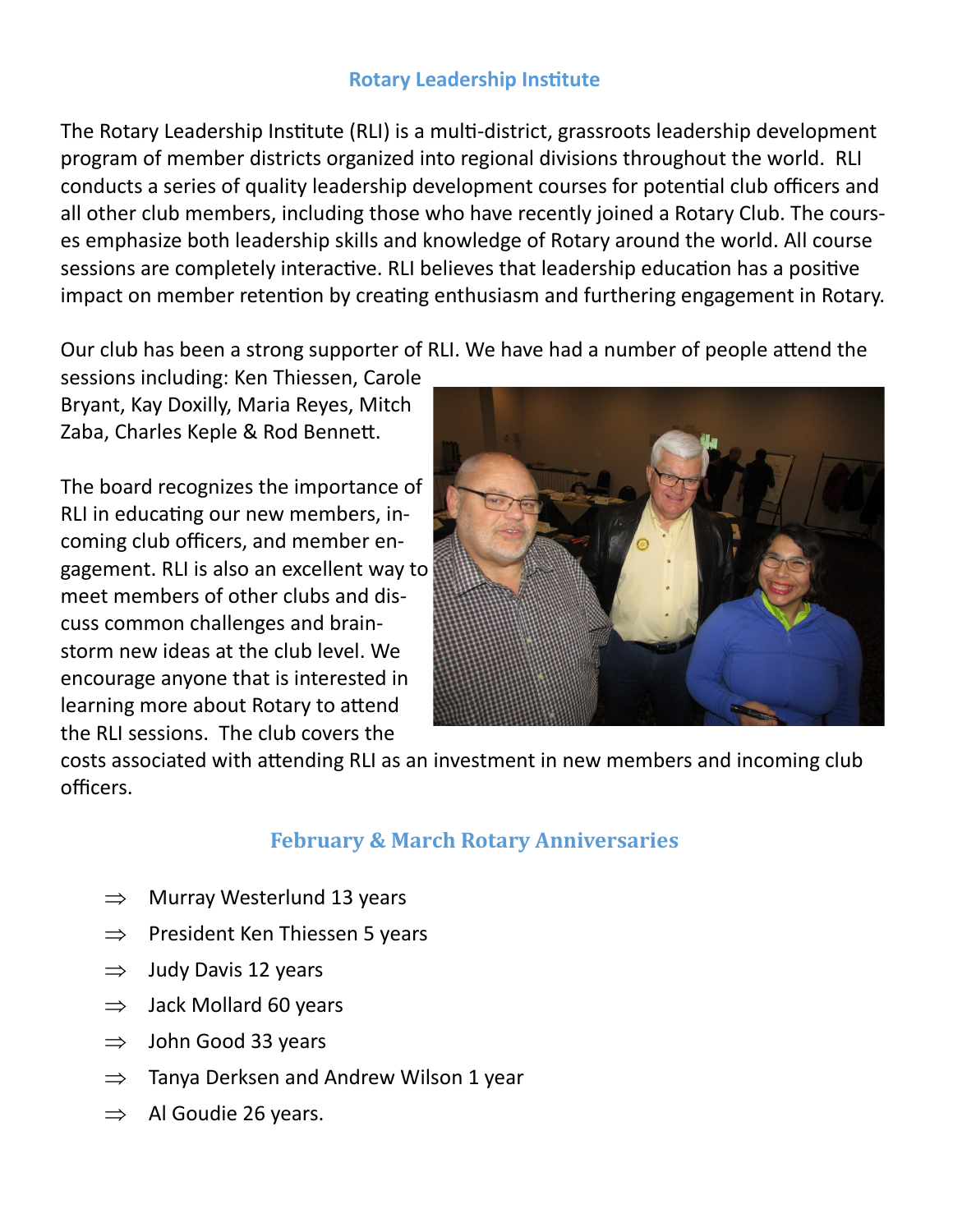## Rotary Leadership Institute

The Rotary Leadership Institute (RLI) is a multi-district, grassroots leadership development program of member districts organized into regional divisions throughout the world. RLI conducts a series of quality leadership development courses for potential club officers and all other club members, including those who have recently joined a Rotary Club. The courses emphasize both leadership skills and knowledge of Rotary around the world. All course sessions are completely interactive. RLI believes that leadership education has a positive impact on member retention by creating enthusiasm and furthering engagement in Rotary.

Our club has been a strong supporter of RLI. We have had a number of people attend the sessions including: Ken Thiessen, Carole Bryant, Kay Doxilly, Maria Reyes, Mitch Zaba, Charles Keple & Rod Bennett.

The board recognizes the importance of RLI in educating our new members, incoming club officers, and member engagement. RLI is also an excellent way to meet members of other clubs and discuss common challenges and brainstorm new ideas at the club level. We encourage anyone that is interested in learning more about Rotary to attend the RLI sessions. The club covers the costs associated with attending RLI as an investment in new members and incoming club officers.

## February & March Rotary Anniversaries

- ⇒ Murray Westerlund 13 years
- ⇒ President Ken Thiessen 5 years
- ⇒ Judy Davis 12 years
- ⇒ Jack Mollard 60 years
- ⇒ John Good 33 years
- ⇒ Tanya Derksen and Andrew Wilson 1 year
- ⇒ Al Goudie 26 years.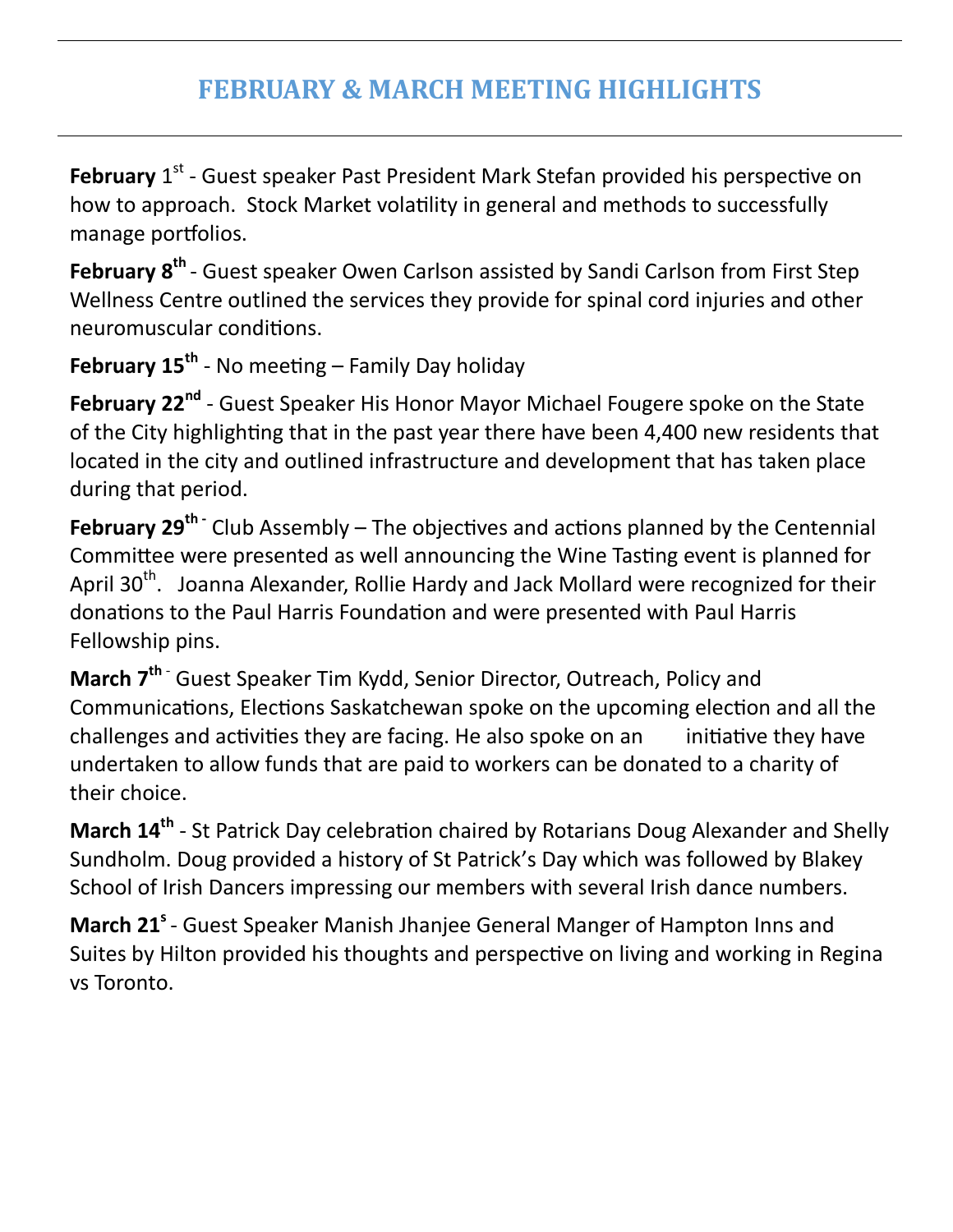# FEBRUARY & MARCH MEETING HIGHLIGHTS

**February** 1st - Guest speaker Past President Mark Stefan provided his perspective on how to approach. Stock Market volatility in general and methods to successfully manage portfolios.

**February 8th** - Guest speaker Owen Carlson assisted by Sandi Carlson from First Step Wellness Centre outlined the services they provide for spinal cord injuries and other neuromuscular conditions.

**February 15th** - No meeting – Family Day holiday

**February 22nd** - Guest Speaker His Honor Mayor Michael Fougere spoke on the State of the City highlighting that in the past year there have been 4,400 new residents that located in the city and outlined infrastructure and development that has taken place during that period.

**February 29th -** Club Assembly – The objectives and actions planned by the Centennial Committee were presented as well announcing the Wine Tasting event is planned for April 30th. Joanna Alexander, Rollie Hardy and Jack Mollard were recognized for their donations to the Paul Harris Foundation and were presented with Paul Harris Fellowship pins.

**March 7th -** Guest Speaker Tim Kydd, Senior Director, Outreach, Policy and Communications, Elections Saskatchewan spoke on the upcoming election and all the challenges and activities they are facing. He also spoke on an initiative they have undertaken to allow funds that are paid to workers can be donated to a charity of their choice.

**March 14th** - St Patrick Day celebration chaired by Rotarians Doug Alexander and Shelly Sundholm. Doug provided a history of St Patrick's Day which was followed by Blakey School of Irish Dancers impressing our members with several Irish dance numbers.

**March 21s** - Guest Speaker Manish Jhanjee General Manger of Hampton Inns and Suites by Hilton provided his thoughts and perspective on living and working in Regina vs Toronto.